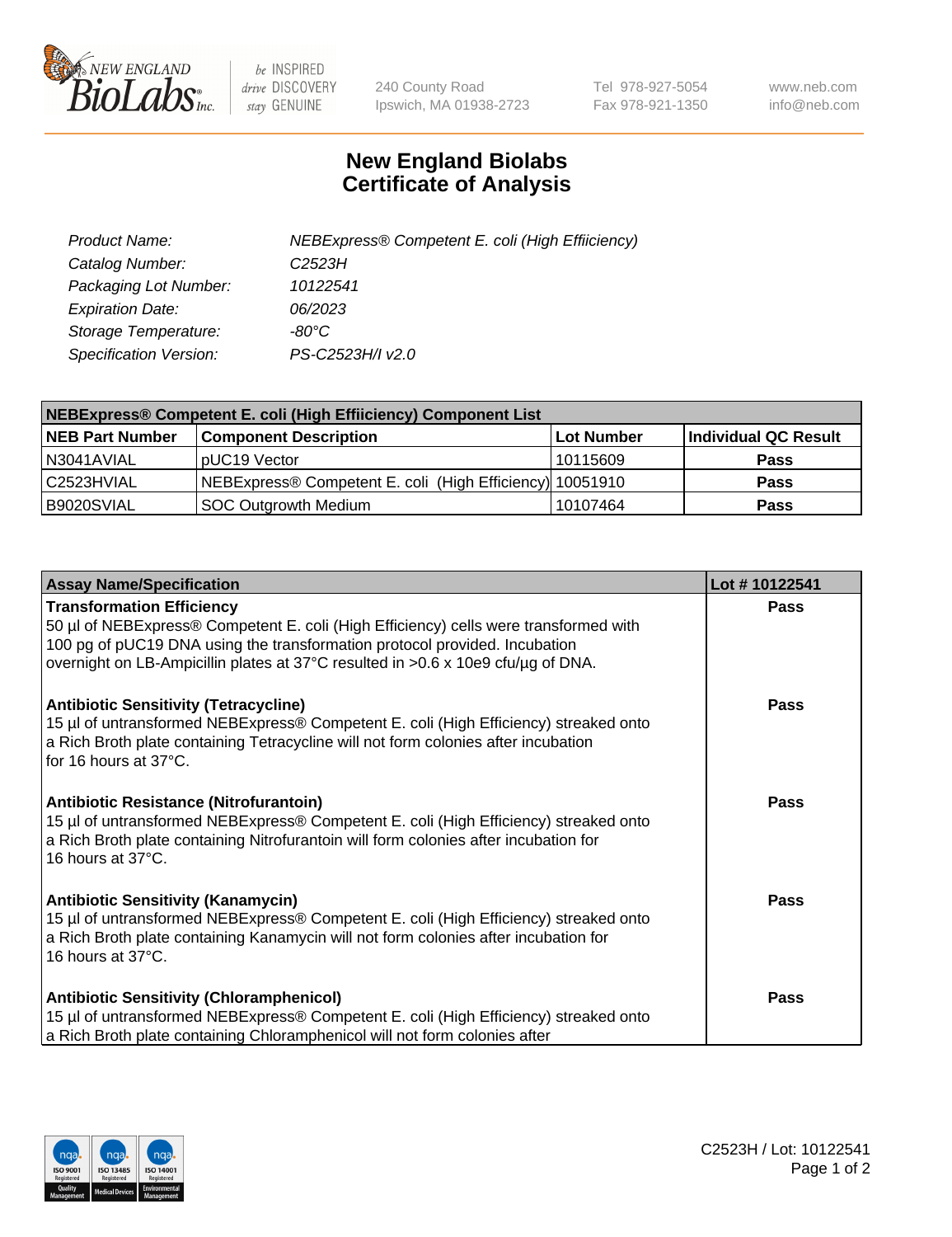# New England Biolabs
# Certificate of Analysis

| | |
|---|---|
| *Product Name:* | *NEBExpress® Competent E. coli (High Effiiciency)* |
| *Catalog Number:* | *C2523H* |
| *Packaging Lot Number:* | *10122541* |
| *Expiration Date:* | *06/2023* |
| *Storage Temperature:* | *-80°C* |
| *Specification Version:* | *PS-C2523H/I v2.0* |

| **NEBExpress® Competent E. coli (High Effiiciency) Component List** | | | |
|---|---|---|---|
| **NEB Part Number** | **Component Description** | **Lot Number** | **Individual QC Result** |
| N3041AVIAL | pUC19 Vector | 10115609 | **Pass** |
| C2523HVIAL | NEBExpress® Competent E. coli (High Efficiency) | 10051910 | **Pass** |
| B9020SVIAL | SOC Outgrowth Medium | 10107464 | **Pass** |

| Assay Name/Specification | Lot # 10122541 |
|---|---|
| **Transformation Efficiency**<br>50 µl of NEBExpress® Competent E. coli (High Efficiency) cells were transformed with 100 pg of pUC19 DNA using the transformation protocol provided. Incubation overnight on LB-Ampicillin plates at 37°C resulted in >0.6 x 10e9 cfu/µg of DNA. | **Pass** |
| **Antibiotic Sensitivity (Tetracycline)**<br>15 µl of untransformed NEBExpress® Competent E. coli (High Efficiency) streaked onto a Rich Broth plate containing Tetracycline will not form colonies after incubation for 16 hours at 37°C. | **Pass** |
| **Antibiotic Resistance (Nitrofurantoin)**<br>15 µl of untransformed NEBExpress® Competent E. coli (High Efficiency) streaked onto a Rich Broth plate containing Nitrofurantoin will form colonies after incubation for 16 hours at 37°C. | **Pass** |
| **Antibiotic Sensitivity (Kanamycin)**<br>15 µl of untransformed NEBExpress® Competent E. coli (High Efficiency) streaked onto a Rich Broth plate containing Kanamycin will not form colonies after incubation for 16 hours at 37°C. | **Pass** |
| **Antibiotic Sensitivity (Chloramphenicol)**<br>15 µl of untransformed NEBExpress® Competent E. coli (High Efficiency) streaked onto a Rich Broth plate containing Chloramphenicol will not form colonies after | **Pass** |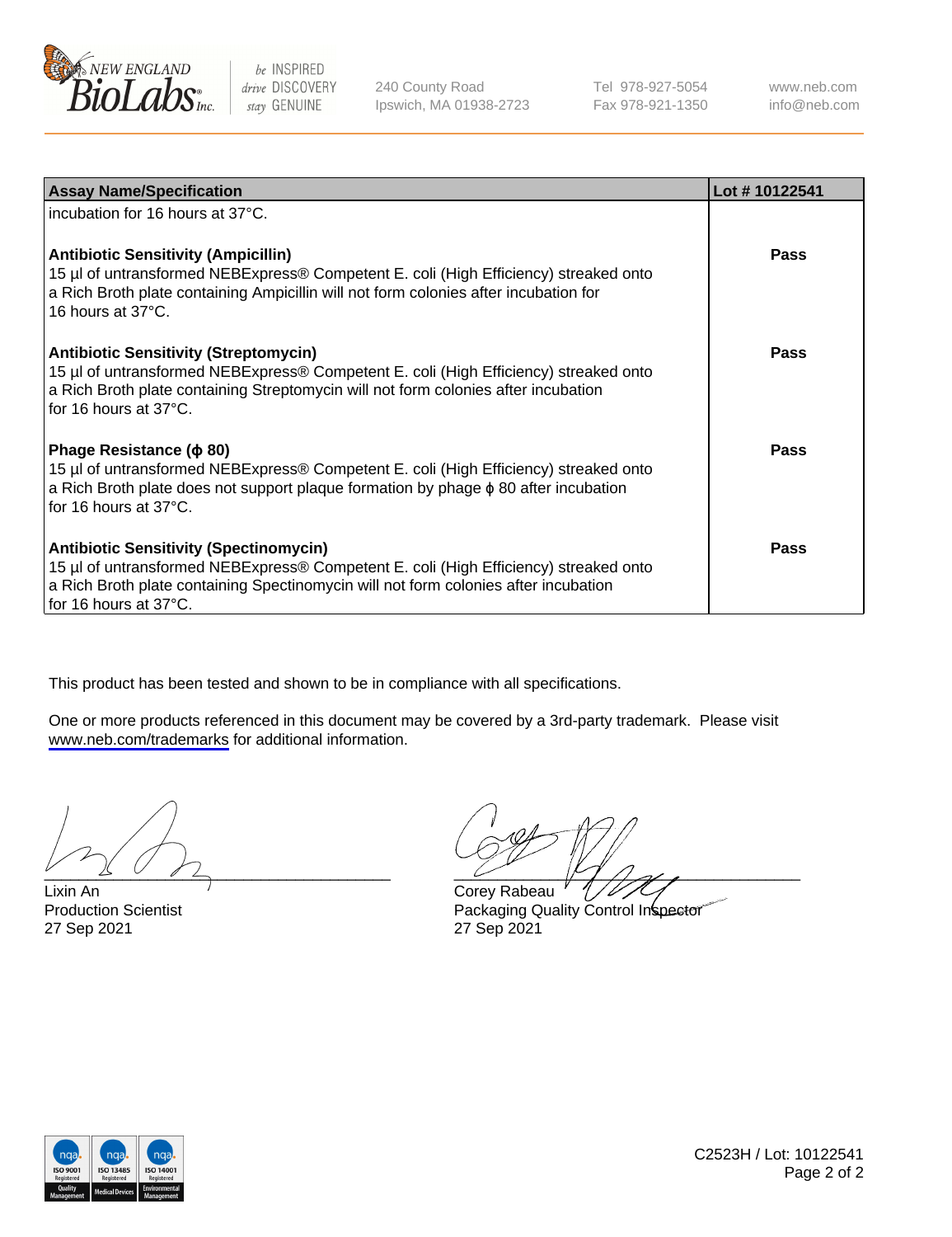| Assay Name/Specification | Lot # 10122541 |
|---|---|
| incubation for 16 hours at 37°C. | |
| **Antibiotic Sensitivity (Ampicillin)**<br>15 µl of untransformed NEBExpress® Competent E. coli (High Efficiency) streaked onto a Rich Broth plate containing Ampicillin will not form colonies after incubation for 16 hours at 37°C. | **Pass** |
| **Antibiotic Sensitivity (Streptomycin)**<br>15 µl of untransformed NEBExpress® Competent E. coli (High Efficiency) streaked onto a Rich Broth plate containing Streptomycin will not form colonies after incubation for 16 hours at 37°C. | **Pass** |
| **Phage Resistance (ϕ 80)**<br>15 µl of untransformed NEBExpress® Competent E. coli (High Efficiency) streaked onto a Rich Broth plate does not support plaque formation by phage ϕ 80 after incubation for 16 hours at 37°C. | **Pass** |
| **Antibiotic Sensitivity (Spectinomycin)**<br>15 µl of untransformed NEBExpress® Competent E. coli (High Efficiency) streaked onto a Rich Broth plate containing Spectinomycin will not form colonies after incubation for 16 hours at 37°C. | **Pass** |

This product has been tested and shown to be in compliance with all specifications.

One or more products referenced in this document may be covered by a 3rd-party trademark. Please visit www.neb.com/trademarks for additional information.

Lixin An
Production Scientist
27 Sep 2021

Corey Rabeau
Packaging Quality Control Inspector
27 Sep 2021

C2523H / Lot: 10122541